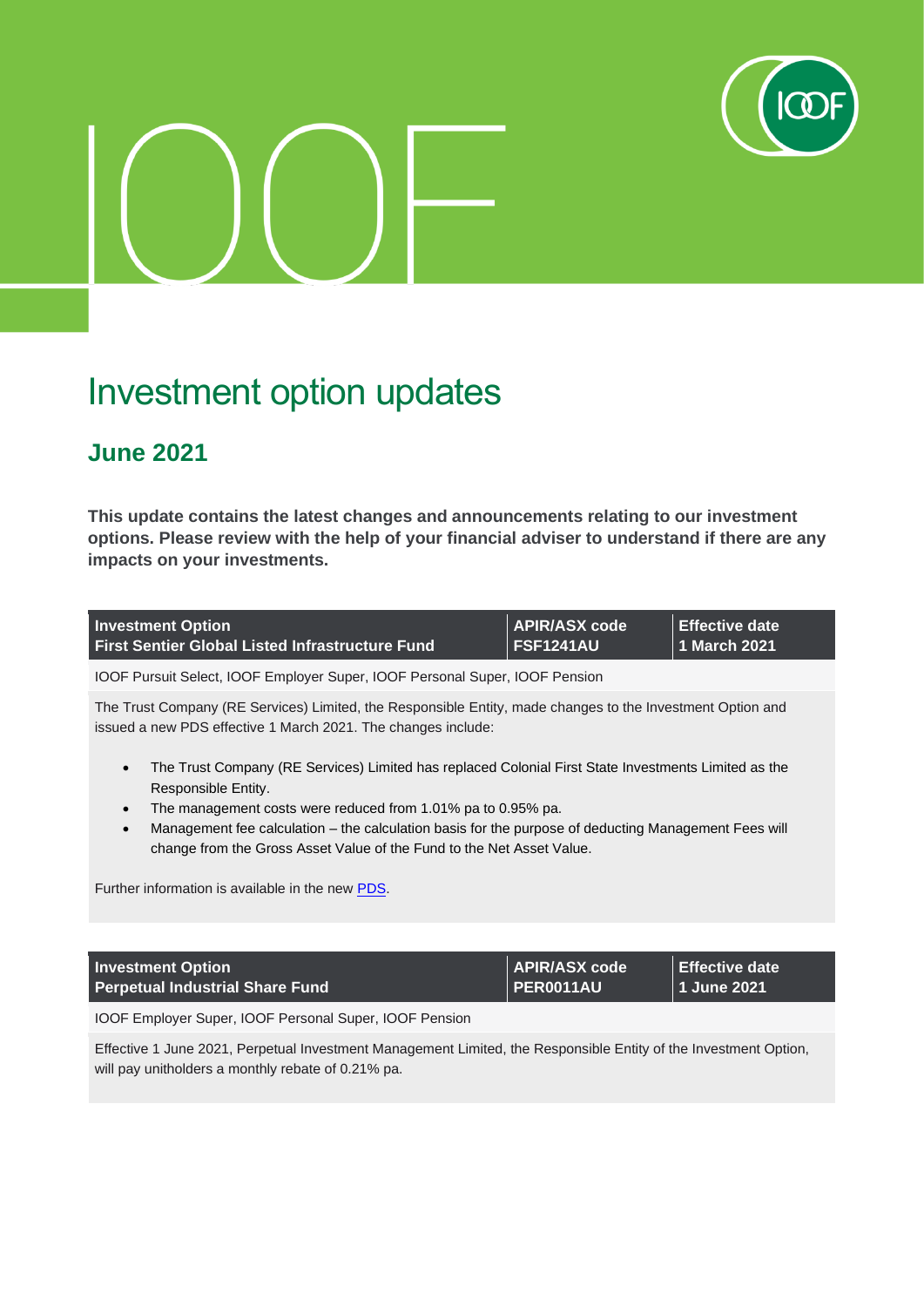# Investment option updates

## June 2021

**This update contains the latest changes and announcements relating to our investment options. Please review with the help of your financial adviser to understand if there are any impacts on your investments.**

| Investment Option<br>First Sentier Global Listed Infrastructure Fund | APIR/ASX code<br>FSF1241AU | Effective date<br>1 March 2021 |
|---|---|---|

IOOF Pursuit Select, IOOF Employer Super, IOOF Personal Super, IOOF Pension

The Trust Company (RE Services) Limited, the Responsible Entity, made changes to the Investment Option and issued a new PDS effective 1 March 2021. The changes include:

- The Trust Company (RE Services) Limited has replaced Colonial First State Investments Limited as the Responsible Entity.
- The management costs were reduced from 1.01% pa to 0.95% pa.
- Management fee calculation – the calculation basis for the purpose of deducting Management Fees will change from the Gross Asset Value of the Fund to the Net Asset Value.

Further information is available in the new PDS.

| Investment Option<br>Perpetual Industrial Share Fund | APIR/ASX code<br>PER0011AU | Effective date<br>1 June 2021 |
|---|---|---|

IOOF Employer Super, IOOF Personal Super, IOOF Pension

Effective 1 June 2021, Perpetual Investment Management Limited, the Responsible Entity of the Investment Option, will pay unitholders a monthly rebate of 0.21% pa.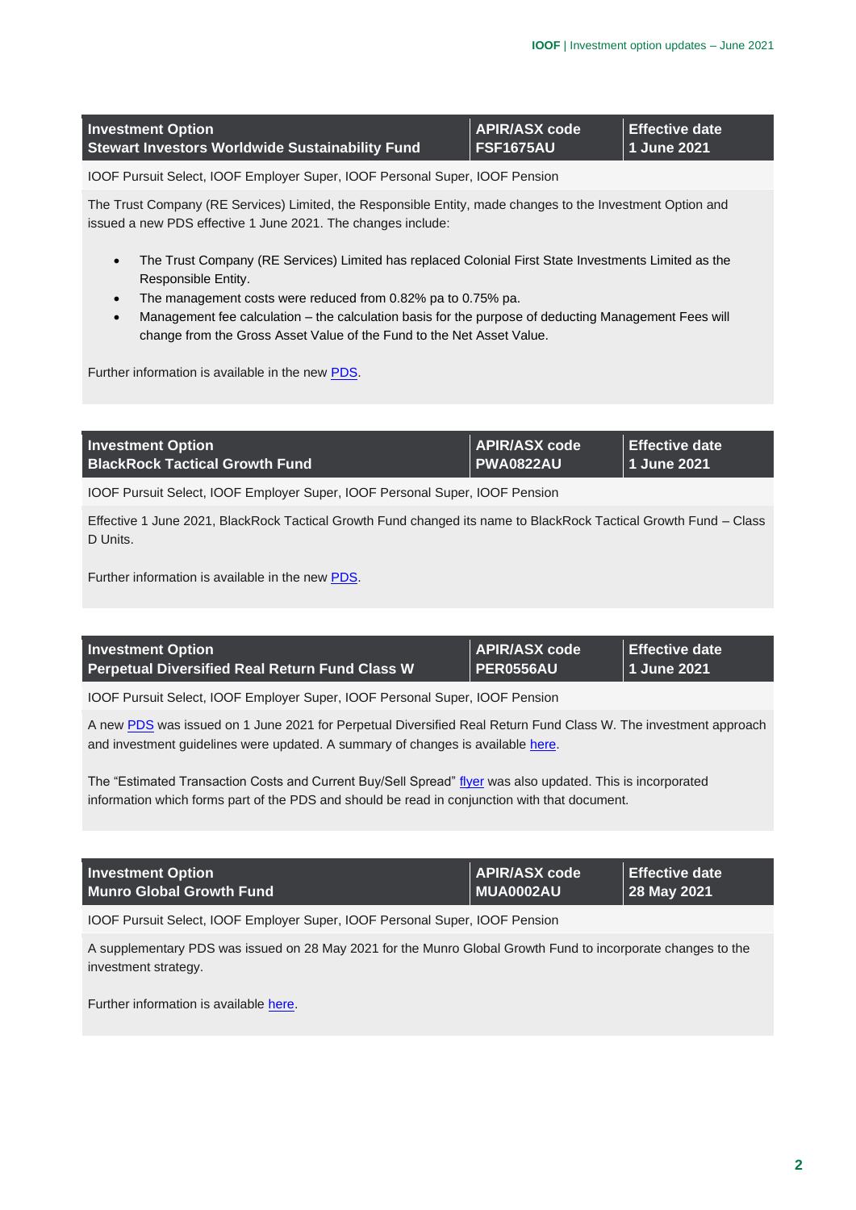| Investment Option | APIR/ASX code | Effective date |
|---|---|---|
| Stewart Investors Worldwide Sustainability Fund | FSF1675AU | 1 June 2021 |

IOOF Pursuit Select, IOOF Employer Super, IOOF Personal Super, IOOF Pension

The Trust Company (RE Services) Limited, the Responsible Entity, made changes to the Investment Option and issued a new PDS effective 1 June 2021. The changes include:

- The Trust Company (RE Services) Limited has replaced Colonial First State Investments Limited as the Responsible Entity.
- The management costs were reduced from 0.82% pa to 0.75% pa.
- Management fee calculation – the calculation basis for the purpose of deducting Management Fees will change from the Gross Asset Value of the Fund to the Net Asset Value.

Further information is available in the new PDS.

| Investment Option | APIR/ASX code | Effective date |
|---|---|---|
| BlackRock Tactical Growth Fund | PWA0822AU | 1 June 2021 |

IOOF Pursuit Select, IOOF Employer Super, IOOF Personal Super, IOOF Pension

Effective 1 June 2021, BlackRock Tactical Growth Fund changed its name to BlackRock Tactical Growth Fund – Class D Units.

Further information is available in the new PDS.

| Investment Option | APIR/ASX code | Effective date |
|---|---|---|
| Perpetual Diversified Real Return Fund Class W | PER0556AU | 1 June 2021 |

IOOF Pursuit Select, IOOF Employer Super, IOOF Personal Super, IOOF Pension

A new PDS was issued on 1 June 2021 for Perpetual Diversified Real Return Fund Class W. The investment approach and investment guidelines were updated. A summary of changes is available here.

The "Estimated Transaction Costs and Current Buy/Sell Spread" flyer was also updated. This is incorporated information which forms part of the PDS and should be read in conjunction with that document.

| Investment Option | APIR/ASX code | Effective date |
|---|---|---|
| Munro Global Growth Fund | MUA0002AU | 28 May 2021 |

IOOF Pursuit Select, IOOF Employer Super, IOOF Personal Super, IOOF Pension

A supplementary PDS was issued on 28 May 2021 for the Munro Global Growth Fund to incorporate changes to the investment strategy.

Further information is available here.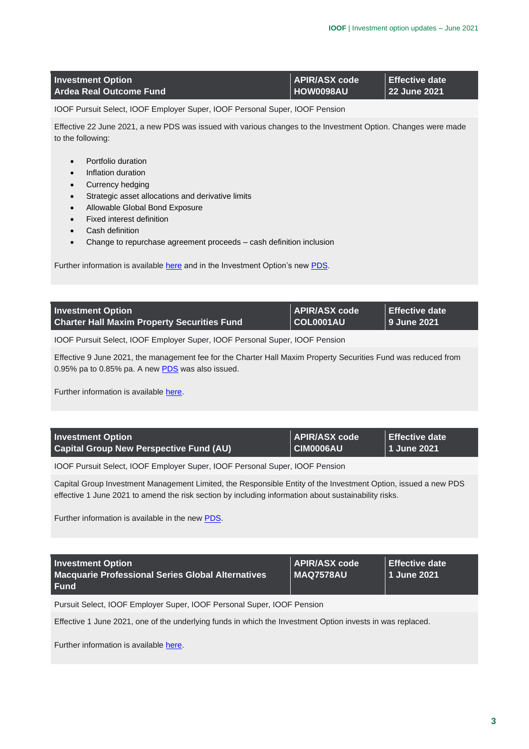| Investment Option<br>Ardea Real Outcome Fund | APIR/ASX code<br>HOW0098AU | Effective date<br>22 June 2021 |
| --- | --- | --- |

IOOF Pursuit Select, IOOF Employer Super, IOOF Personal Super, IOOF Pension

Effective 22 June 2021, a new PDS was issued with various changes to the Investment Option. Changes were made to the following:

- Portfolio duration
- Inflation duration
- Currency hedging
- Strategic asset allocations and derivative limits
- Allowable Global Bond Exposure
- Fixed interest definition
- Cash definition
- Change to repurchase agreement proceeds – cash definition inclusion

Further information is available here and in the Investment Option's new PDS.

| Investment Option<br>Charter Hall Maxim Property Securities Fund | APIR/ASX code<br>COL0001AU | Effective date<br>9 June 2021 |
| --- | --- | --- |

IOOF Pursuit Select, IOOF Employer Super, IOOF Personal Super, IOOF Pension

Effective 9 June 2021, the management fee for the Charter Hall Maxim Property Securities Fund was reduced from 0.95% pa to 0.85% pa. A new PDS was also issued.

Further information is available here.

| Investment Option<br>Capital Group New Perspective Fund (AU) | APIR/ASX code<br>CIM0006AU | Effective date<br>1 June 2021 |
| --- | --- | --- |

IOOF Pursuit Select, IOOF Employer Super, IOOF Personal Super, IOOF Pension

Capital Group Investment Management Limited, the Responsible Entity of the Investment Option, issued a new PDS effective 1 June 2021 to amend the risk section by including information about sustainability risks.

Further information is available in the new PDS.

| Investment Option<br>Macquarie Professional Series Global Alternatives Fund | APIR/ASX code<br>MAQ7578AU | Effective date<br>1 June 2021 |
| --- | --- | --- |

Pursuit Select, IOOF Employer Super, IOOF Personal Super, IOOF Pension

Effective 1 June 2021, one of the underlying funds in which the Investment Option invests in was replaced.

Further information is available here.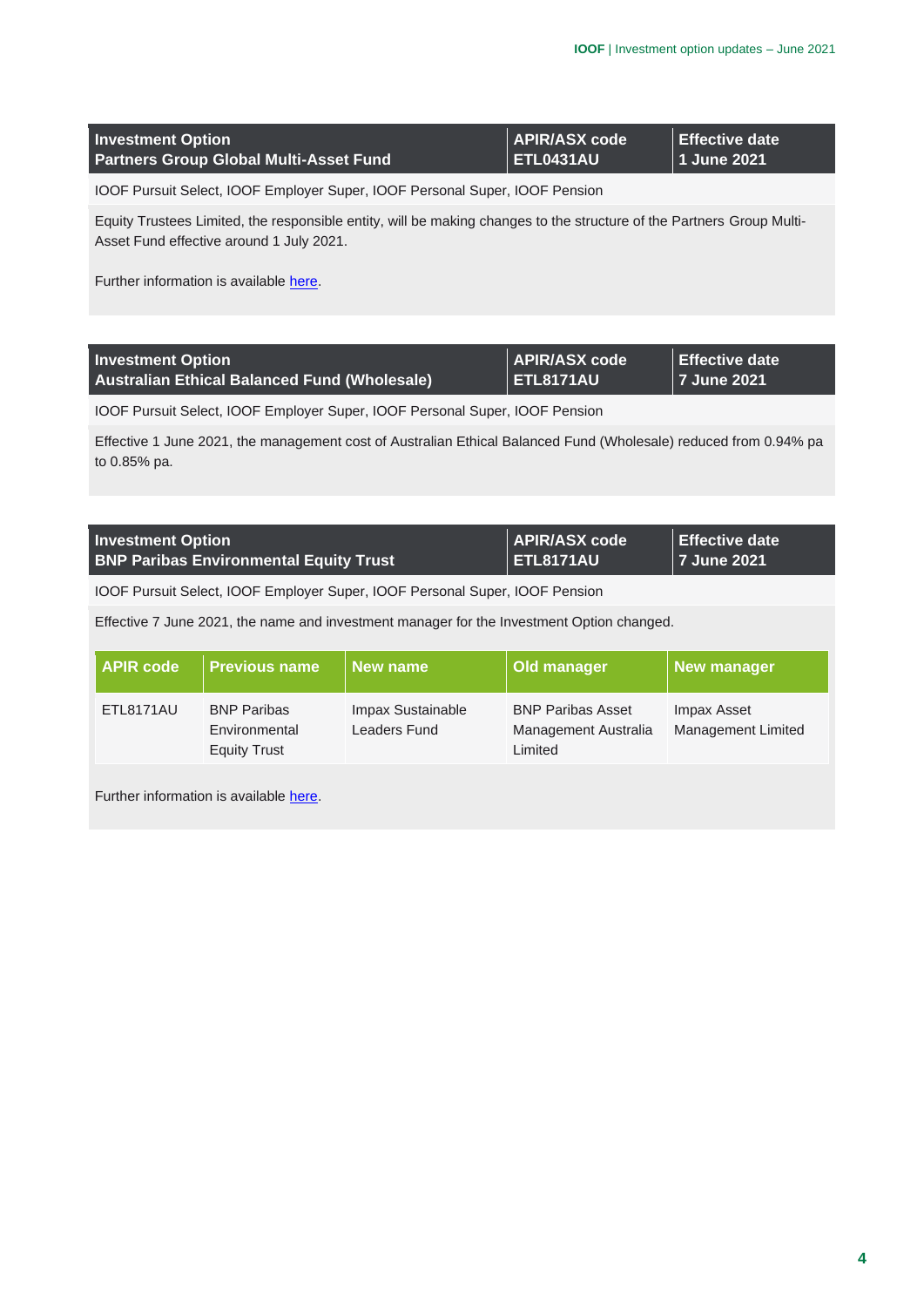| Investment Option | APIR/ASX code | Effective date |
|---|---|---|
| Partners Group Global Multi-Asset Fund | ETL0431AU | 1 June 2021 |

IOOF Pursuit Select, IOOF Employer Super, IOOF Personal Super, IOOF Pension

Equity Trustees Limited, the responsible entity, will be making changes to the structure of the Partners Group Multi-Asset Fund effective around 1 July 2021.

Further information is available here.

| Investment Option | APIR/ASX code | Effective date |
|---|---|---|
| Australian Ethical Balanced Fund (Wholesale) | ETL8171AU | 7 June 2021 |

IOOF Pursuit Select, IOOF Employer Super, IOOF Personal Super, IOOF Pension

Effective 1 June 2021, the management cost of Australian Ethical Balanced Fund (Wholesale) reduced from 0.94% pa to 0.85% pa.

| Investment Option | APIR/ASX code | Effective date |
|---|---|---|
| BNP Paribas Environmental Equity Trust | ETL8171AU | 7 June 2021 |

IOOF Pursuit Select, IOOF Employer Super, IOOF Personal Super, IOOF Pension

Effective 7 June 2021, the name and investment manager for the Investment Option changed.

| APIR code | Previous name | New name | Old manager | New manager |
|---|---|---|---|---|
| ETL8171AU | BNP Paribas Environmental Equity Trust | Impax Sustainable Leaders Fund | BNP Paribas Asset Management Australia Limited | Impax Asset Management Limited |

Further information is available here.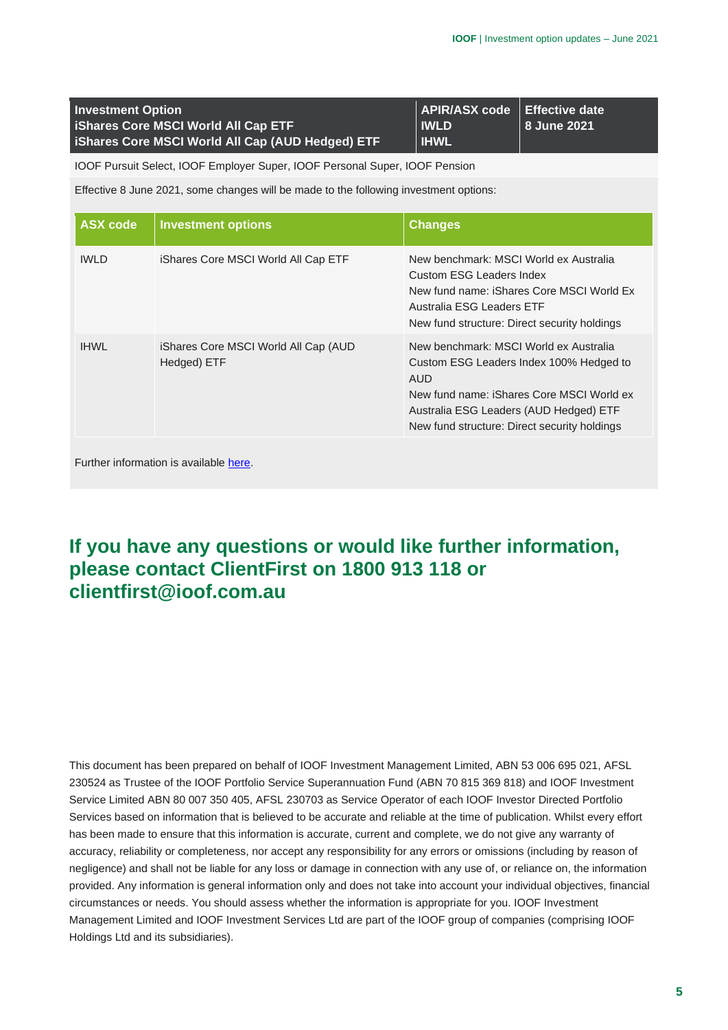| Investment Option | APIR/ASX code | Effective date |
| --- | --- | --- |
| iShares Core MSCI World All Cap ETF<br>iShares Core MSCI World All Cap (AUD Hedged) ETF | IWLD<br>IHWL | 8 June 2021 |

IOOF Pursuit Select, IOOF Employer Super, IOOF Personal Super, IOOF Pension

Effective 8 June 2021, some changes will be made to the following investment options:

| ASX code | Investment options | Changes |
| --- | --- | --- |
| IWLD | iShares Core MSCI World All Cap ETF | New benchmark: MSCI World ex Australia Custom ESG Leaders Index<br>New fund name: iShares Core MSCI World Ex Australia ESG Leaders ETF<br>New fund structure: Direct security holdings |
| IHWL | iShares Core MSCI World All Cap (AUD Hedged) ETF | New benchmark: MSCI World ex Australia Custom ESG Leaders Index 100% Hedged to AUD<br>New fund name: iShares Core MSCI World ex Australia ESG Leaders (AUD Hedged) ETF<br>New fund structure: Direct security holdings |

Further information is available here.

## If you have any questions or would like further information, please contact ClientFirst on 1800 913 118 or clientfirst@ioof.com.au

This document has been prepared on behalf of IOOF Investment Management Limited, ABN 53 006 695 021, AFSL 230524 as Trustee of the IOOF Portfolio Service Superannuation Fund (ABN 70 815 369 818) and IOOF Investment Service Limited ABN 80 007 350 405, AFSL 230703 as Service Operator of each IOOF Investor Directed Portfolio Services based on information that is believed to be accurate and reliable at the time of publication. Whilst every effort has been made to ensure that this information is accurate, current and complete, we do not give any warranty of accuracy, reliability or completeness, nor accept any responsibility for any errors or omissions (including by reason of negligence) and shall not be liable for any loss or damage in connection with any use of, or reliance on, the information provided. Any information is general information only and does not take into account your individual objectives, financial circumstances or needs. You should assess whether the information is appropriate for you. IOOF Investment Management Limited and IOOF Investment Services Ltd are part of the IOOF group of companies (comprising IOOF Holdings Ltd and its subsidiaries).